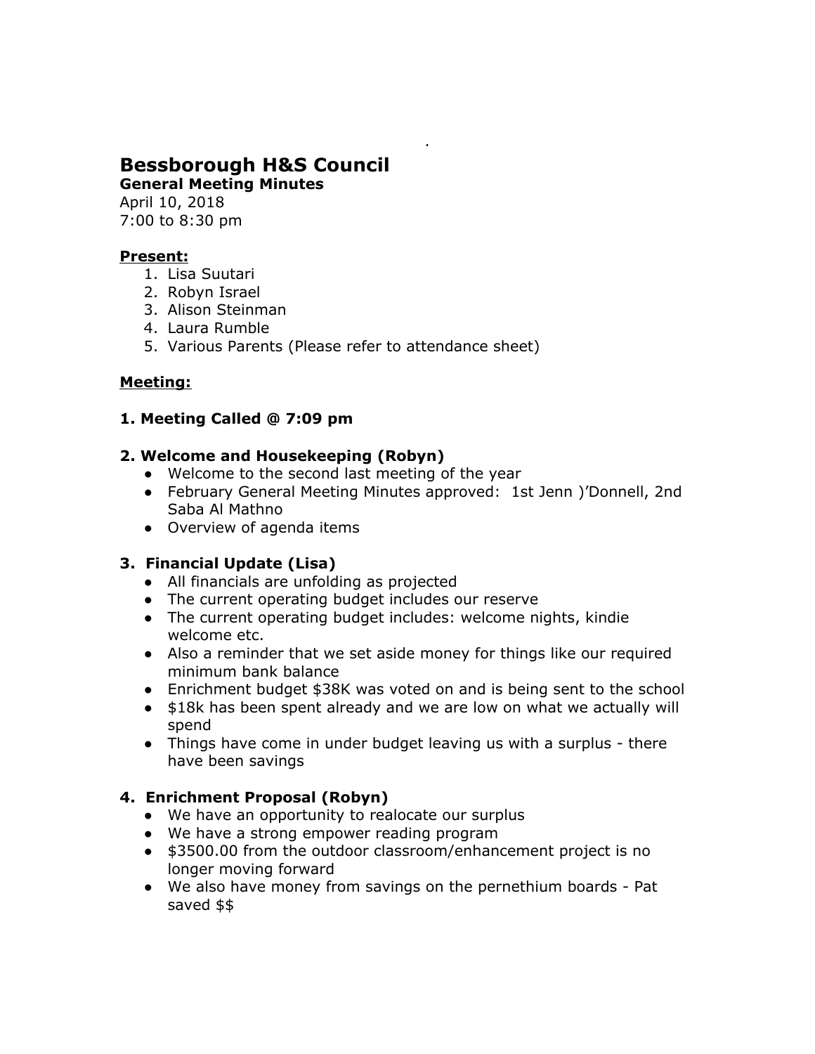# Bessborough H&S Council

**General Meeting Minutes**

April 10, 2018

7:00 to 8:30 pm

**<u>Present:</u>**

1. Lisa Suutari
2. Robyn Israel
3. Alison Steinman
4. Laura Rumble
5. Various Parents (Please refer to attendance sheet)

**<u>Meeting:</u>**

### 1. Meeting Called @ 7:09 pm

### 2. Welcome and Housekeeping (Robyn)

- Welcome to the second last meeting of the year
- February General Meeting Minutes approved: 1st Jenn )'Donnell, 2nd Saba Al Mathno
- Overview of agenda items

### 3. Financial Update (Lisa)

- All financials are unfolding as projected
- The current operating budget includes our reserve
- The current operating budget includes: welcome nights, kindie welcome etc.
- Also a reminder that we set aside money for things like our required minimum bank balance
- Enrichment budget $38K was voted on and is being sent to the school
- $18k has been spent already and we are low on what we actually will spend
- Things have come in under budget leaving us with a surplus - there have been savings

### 4. Enrichment Proposal (Robyn)

- We have an opportunity to realocate our surplus
- We have a strong empower reading program
- $3500.00 from the outdoor classroom/enhancement project is no longer moving forward
- We also have money from savings on the pernethium boards - Pat saved $$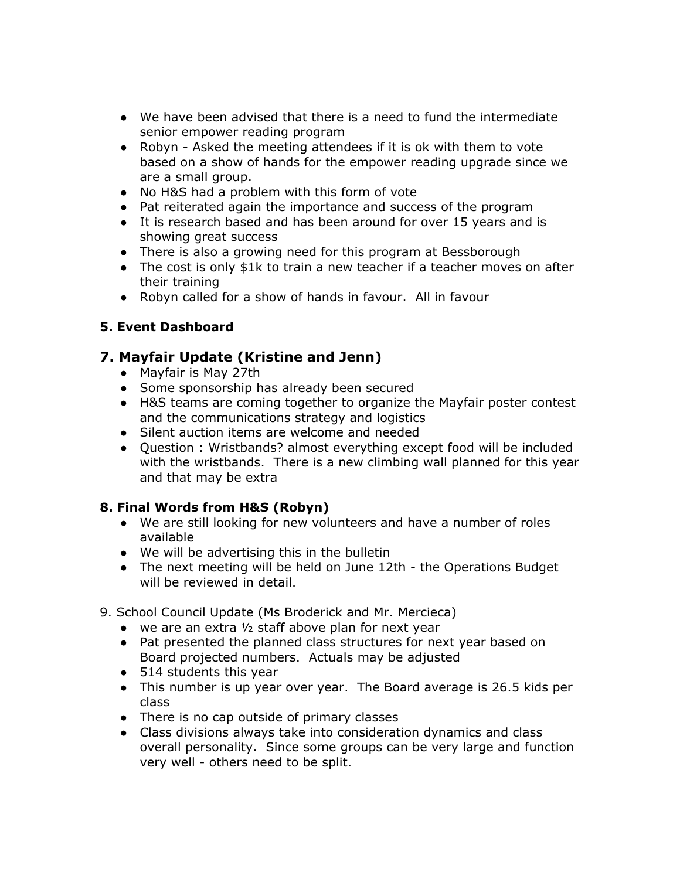- We have been advised that there is a need to fund the intermediate senior empower reading program
- Robyn - Asked the meeting attendees if it is ok with them to vote based on a show of hands for the empower reading upgrade since we are a small group.
- No H&S had a problem with this form of vote
- Pat reiterated again the importance and success of the program
- It is research based and has been around for over 15 years and is showing great success
- There is also a growing need for this program at Bessborough
- The cost is only $1k to train a new teacher if a teacher moves on after their training
- Robyn called for a show of hands in favour. All in favour

**5. Event Dashboard**

## 7. Mayfair Update (Kristine and Jenn)

- Mayfair is May 27th
- Some sponsorship has already been secured
- H&S teams are coming together to organize the Mayfair poster contest and the communications strategy and logistics
- Silent auction items are welcome and needed
- Question : Wristbands? almost everything except food will be included with the wristbands. There is a new climbing wall planned for this year and that may be extra

**8. Final Words from H&S (Robyn)**

- We are still looking for new volunteers and have a number of roles available
- We will be advertising this in the bulletin
- The next meeting will be held on June 12th - the Operations Budget will be reviewed in detail.

9. School Council Update (Ms Broderick and Mr. Mercieca)

- we are an extra ½ staff above plan for next year
- Pat presented the planned class structures for next year based on Board projected numbers. Actuals may be adjusted
- 514 students this year
- This number is up year over year. The Board average is 26.5 kids per class
- There is no cap outside of primary classes
- Class divisions always take into consideration dynamics and class overall personality. Since some groups can be very large and function very well - others need to be split.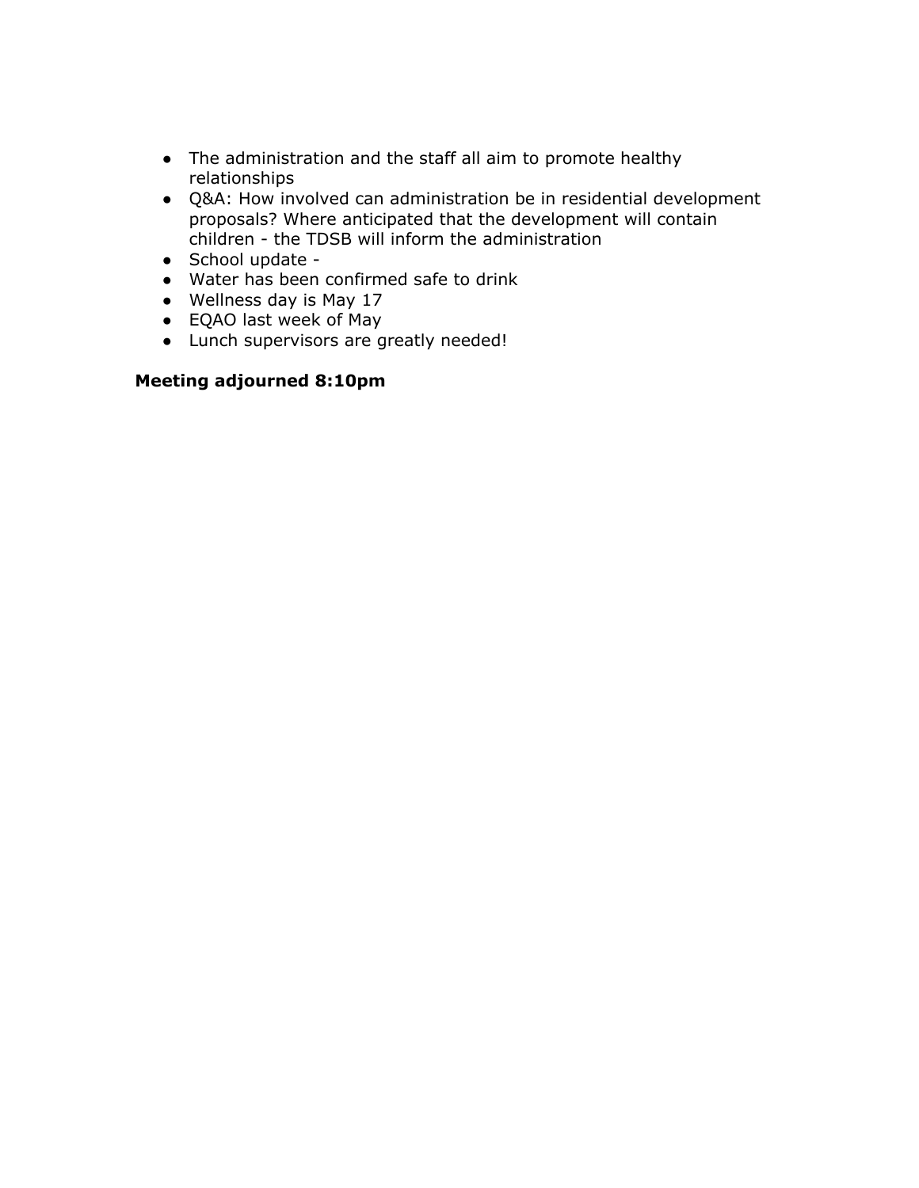- The administration and the staff all aim to promote healthy relationships
- Q&A: How involved can administration be in residential development proposals? Where anticipated that the development will contain children - the TDSB will inform the administration
- School update -
- Water has been confirmed safe to drink
- Wellness day is May 17
- EQAO last week of May
- Lunch supervisors are greatly needed!

**Meeting adjourned 8:10pm**